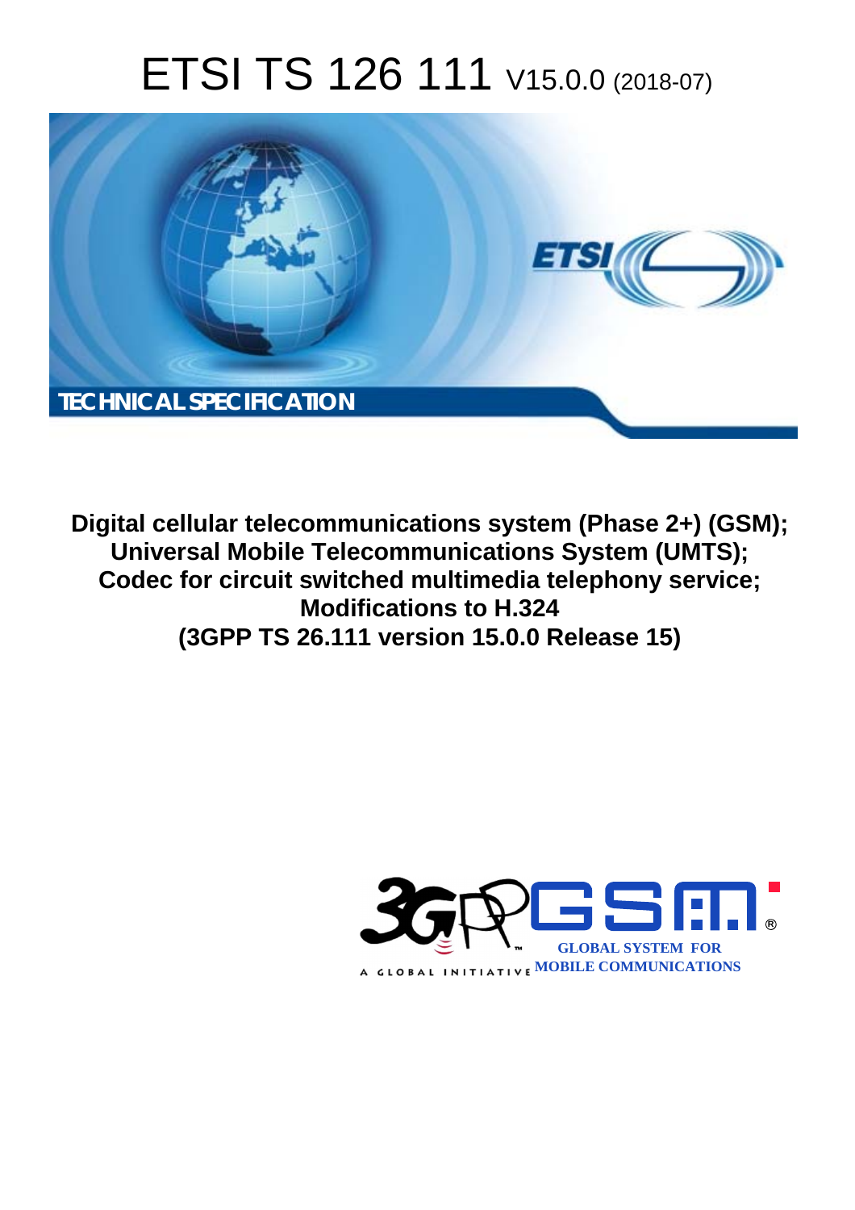# ETSI TS 126 111 V15.0.0 (2018-07)

TECHNICAL SPECIFICATION

**Digital cellular telecommunications system (Phase 2+) (GSM); Universal Mobile Telecommunications System (UMTS); Codec for circuit switched multimedia telephony service; Modifications to H.324 (3GPP TS 26.111 version 15.0.0 Release 15)**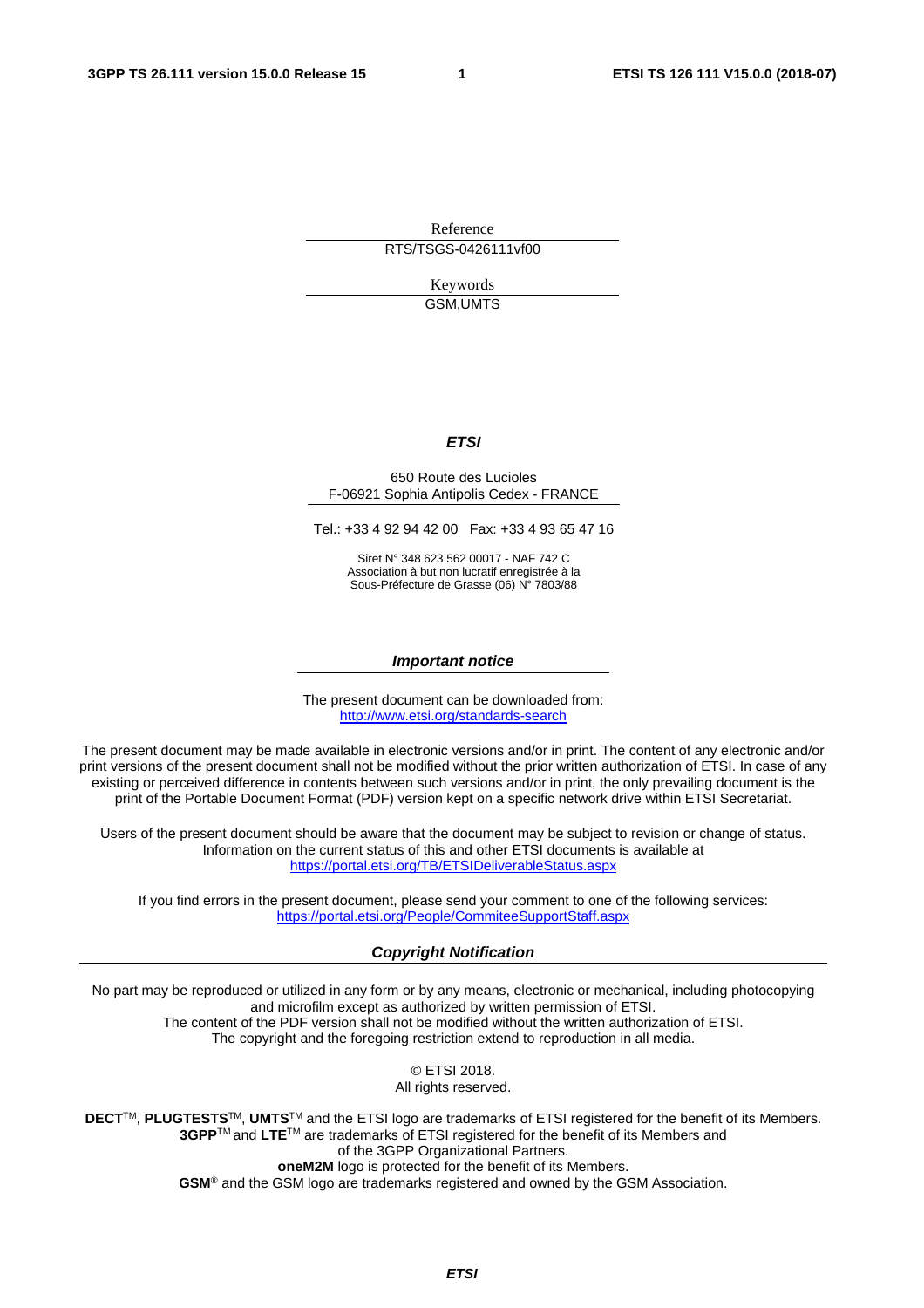Reference

RTS/TSGS-0426111vf00

Keywords

GSM,UMTS

***ETSI***

650 Route des Lucioles
F-06921 Sophia Antipolis Cedex - FRANCE

Tel.: +33 4 92 94 42 00 Fax: +33 4 93 65 47 16

Siret N° 348 623 562 00017 - NAF 742 C
Association à but non lucratif enregistrée à la
Sous-Préfecture de Grasse (06) N° 7803/88

***Important notice***

The present document can be downloaded from:
http://www.etsi.org/standards-search

The present document may be made available in electronic versions and/or in print. The content of any electronic and/or print versions of the present document shall not be modified without the prior written authorization of ETSI. In case of any existing or perceived difference in contents between such versions and/or in print, the only prevailing document is the print of the Portable Document Format (PDF) version kept on a specific network drive within ETSI Secretariat.

Users of the present document should be aware that the document may be subject to revision or change of status. Information on the current status of this and other ETSI documents is available at
https://portal.etsi.org/TB/ETSIDeliverableStatus.aspx

If you find errors in the present document, please send your comment to one of the following services:
https://portal.etsi.org/People/CommiteeSupportStaff.aspx

***Copyright Notification***

No part may be reproduced or utilized in any form or by any means, electronic or mechanical, including photocopying and microfilm except as authorized by written permission of ETSI.
The content of the PDF version shall not be modified without the written authorization of ETSI.
The copyright and the foregoing restriction extend to reproduction in all media.

© ETSI 2018.
All rights reserved.

**DECT**TM, **PLUGTESTS**TM, **UMTS**TM and the ETSI logo are trademarks of ETSI registered for the benefit of its Members.
**3GPP**TM and **LTE**TM are trademarks of ETSI registered for the benefit of its Members and of the 3GPP Organizational Partners.
**oneM2M** logo is protected for the benefit of its Members.
**GSM**® and the GSM logo are trademarks registered and owned by the GSM Association.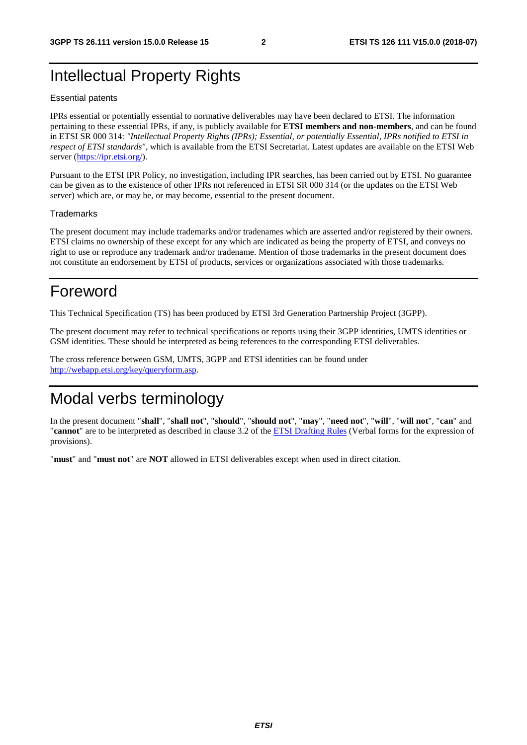# Intellectual Property Rights

Essential patents

IPRs essential or potentially essential to normative deliverables may have been declared to ETSI. The information pertaining to these essential IPRs, if any, is publicly available for **ETSI members and non-members**, and can be found in ETSI SR 000 314: *"Intellectual Property Rights (IPRs); Essential, or potentially Essential, IPRs notified to ETSI in respect of ETSI standards"*, which is available from the ETSI Secretariat. Latest updates are available on the ETSI Web server (https://ipr.etsi.org/).

Pursuant to the ETSI IPR Policy, no investigation, including IPR searches, has been carried out by ETSI. No guarantee can be given as to the existence of other IPRs not referenced in ETSI SR 000 314 (or the updates on the ETSI Web server) which are, or may be, or may become, essential to the present document.

Trademarks

The present document may include trademarks and/or tradenames which are asserted and/or registered by their owners. ETSI claims no ownership of these except for any which are indicated as being the property of ETSI, and conveys no right to use or reproduce any trademark and/or tradename. Mention of those trademarks in the present document does not constitute an endorsement by ETSI of products, services or organizations associated with those trademarks.

# Foreword

This Technical Specification (TS) has been produced by ETSI 3rd Generation Partnership Project (3GPP).

The present document may refer to technical specifications or reports using their 3GPP identities, UMTS identities or GSM identities. These should be interpreted as being references to the corresponding ETSI deliverables.

The cross reference between GSM, UMTS, 3GPP and ETSI identities can be found under http://webapp.etsi.org/key/queryform.asp.

# Modal verbs terminology

In the present document "**shall**", "**shall not**", "**should**", "**should not**", "**may**", "**need not**", "**will**", "**will not**", "**can**" and "**cannot**" are to be interpreted as described in clause 3.2 of the ETSI Drafting Rules (Verbal forms for the expression of provisions).

"**must**" and "**must not**" are **NOT** allowed in ETSI deliverables except when used in direct citation.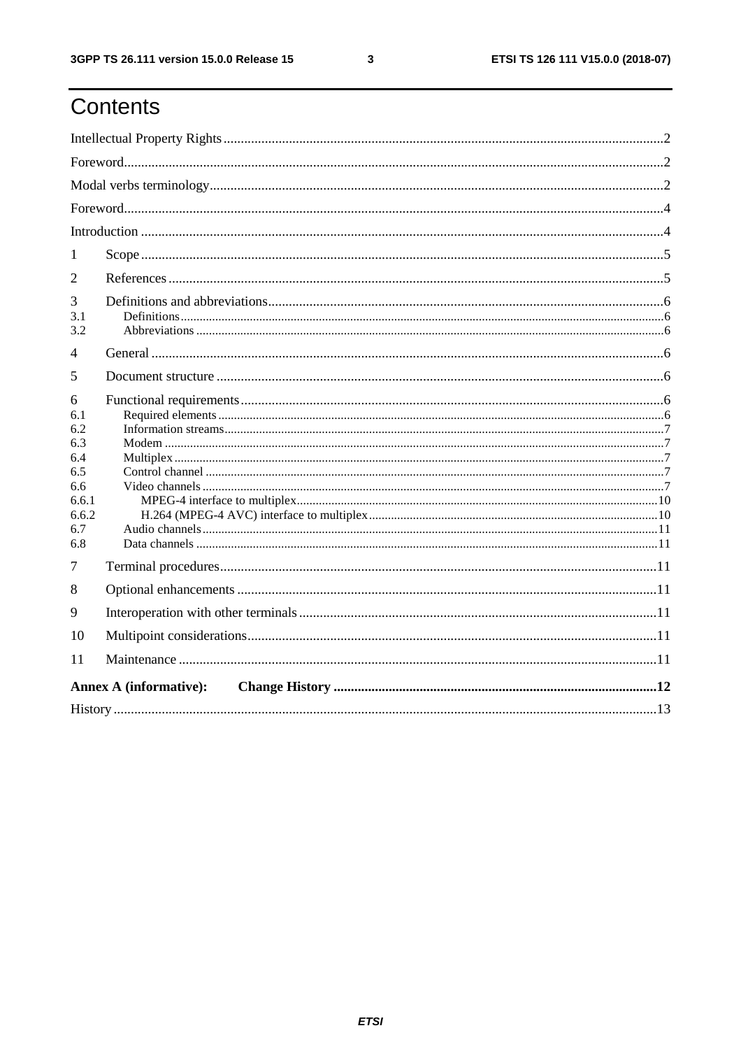# Contents

Intellectual Property Rights ..... 2
Foreword ..... 2
Modal verbs terminology ..... 2
Foreword ..... 4
Introduction ..... 4
1 Scope ..... 5
2 References ..... 5
3 Definitions and abbreviations ..... 6
3.1 Definitions ..... 6
3.2 Abbreviations ..... 6
4 General ..... 6
5 Document structure ..... 6
6 Functional requirements ..... 6
6.1 Required elements ..... 6
6.2 Information streams ..... 7
6.3 Modem ..... 7
6.4 Multiplex ..... 7
6.5 Control channel ..... 7
6.6 Video channels ..... 7
6.6.1 MPEG-4 interface to multiplex ..... 10
6.6.2 H.264 (MPEG-4 AVC) interface to multiplex ..... 10
6.7 Audio channels ..... 11
6.8 Data channels ..... 11
7 Terminal procedures ..... 11
8 Optional enhancements ..... 11
9 Interoperation with other terminals ..... 11
10 Multipoint considerations ..... 11
11 Maintenance ..... 11
**Annex A (informative): Change History ..... 12**
History ..... 13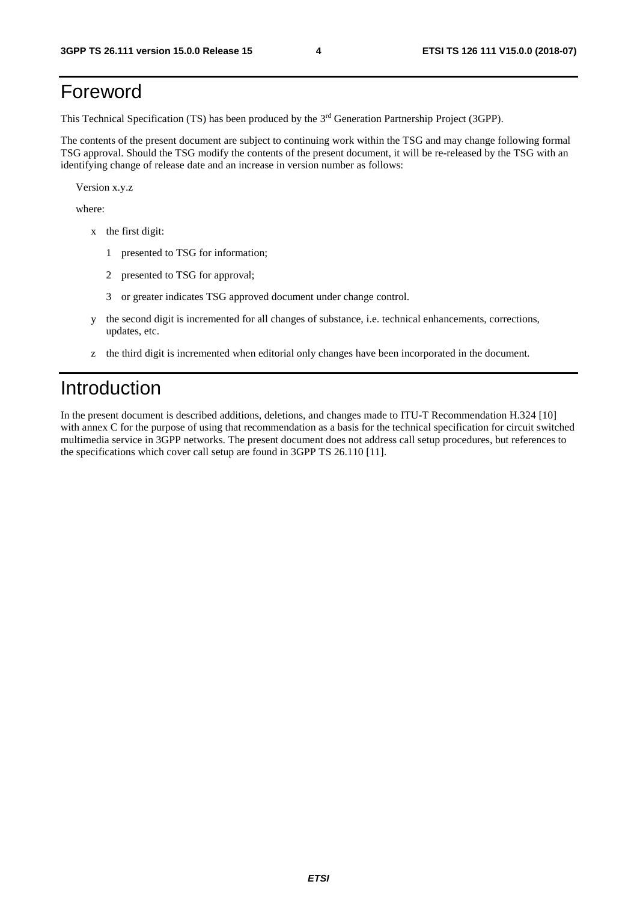# Foreword

This Technical Specification (TS) has been produced by the 3rd Generation Partnership Project (3GPP).

The contents of the present document are subject to continuing work within the TSG and may change following formal TSG approval. Should the TSG modify the contents of the present document, it will be re-released by the TSG with an identifying change of release date and an increase in version number as follows:

Version x.y.z

where:

- x the first digit:
  - 1 presented to TSG for information;
  - 2 presented to TSG for approval;
  - 3 or greater indicates TSG approved document under change control.
- y the second digit is incremented for all changes of substance, i.e. technical enhancements, corrections, updates, etc.
- z the third digit is incremented when editorial only changes have been incorporated in the document.

# Introduction

In the present document is described additions, deletions, and changes made to ITU-T Recommendation H.324 [10] with annex C for the purpose of using that recommendation as a basis for the technical specification for circuit switched multimedia service in 3GPP networks. The present document does not address call setup procedures, but references to the specifications which cover call setup are found in 3GPP TS 26.110 [11].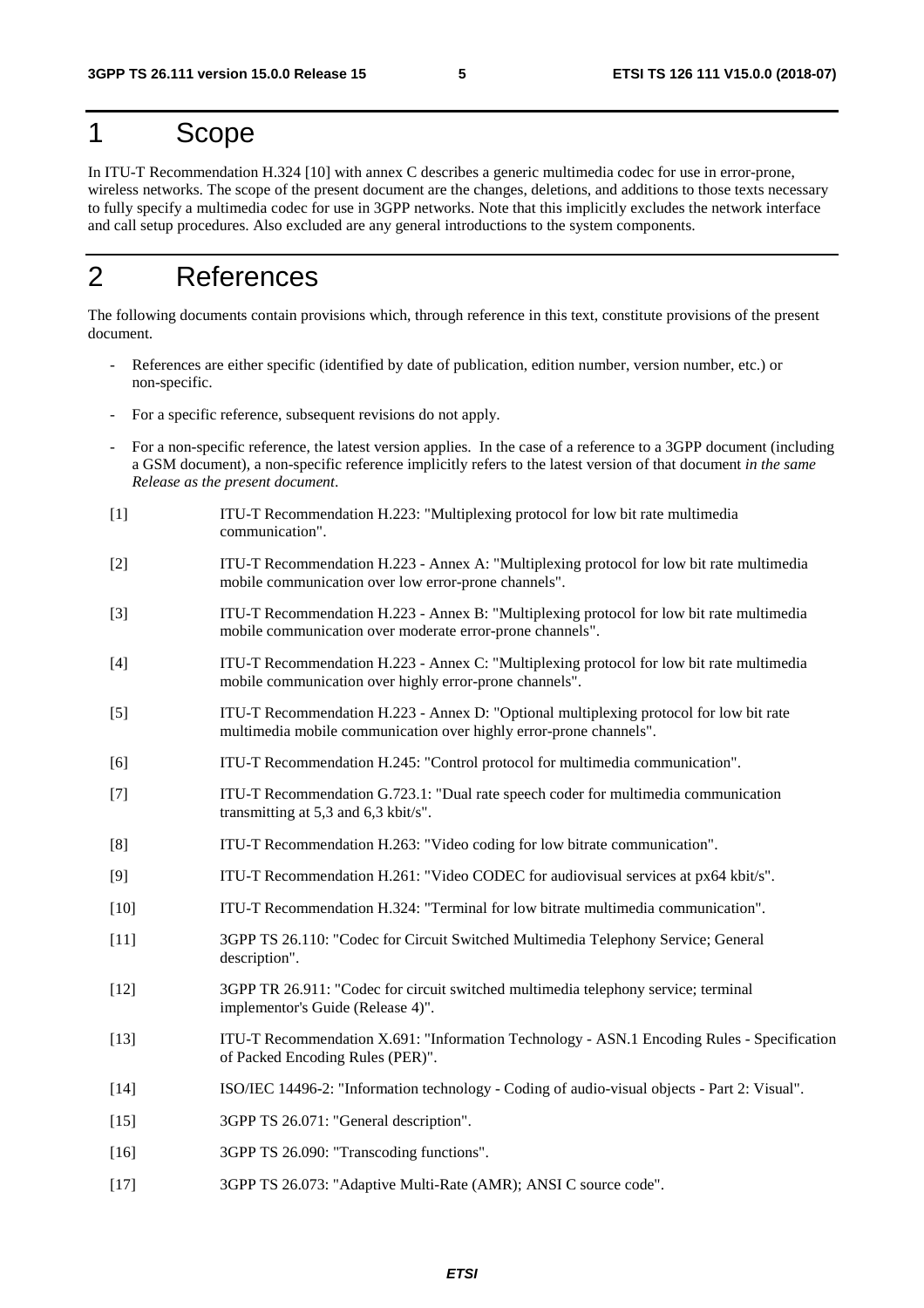# 1 Scope

In ITU-T Recommendation H.324 [10] with annex C describes a generic multimedia codec for use in error-prone, wireless networks. The scope of the present document are the changes, deletions, and additions to those texts necessary to fully specify a multimedia codec for use in 3GPP networks. Note that this implicitly excludes the network interface and call setup procedures. Also excluded are any general introductions to the system components.

# 2 References

The following documents contain provisions which, through reference in this text, constitute provisions of the present document.

- References are either specific (identified by date of publication, edition number, version number, etc.) or non-specific.
- For a specific reference, subsequent revisions do not apply.
- For a non-specific reference, the latest version applies. In the case of a reference to a 3GPP document (including a GSM document), a non-specific reference implicitly refers to the latest version of that document *in the same Release as the present document*.

[1] ITU-T Recommendation H.223: "Multiplexing protocol for low bit rate multimedia communication".

[2] ITU-T Recommendation H.223 - Annex A: "Multiplexing protocol for low bit rate multimedia mobile communication over low error-prone channels".

[3] ITU-T Recommendation H.223 - Annex B: "Multiplexing protocol for low bit rate multimedia mobile communication over moderate error-prone channels".

[4] ITU-T Recommendation H.223 - Annex C: "Multiplexing protocol for low bit rate multimedia mobile communication over highly error-prone channels".

[5] ITU-T Recommendation H.223 - Annex D: "Optional multiplexing protocol for low bit rate multimedia mobile communication over highly error-prone channels".

[6] ITU-T Recommendation H.245: "Control protocol for multimedia communication".

[7] ITU-T Recommendation G.723.1: "Dual rate speech coder for multimedia communication transmitting at 5,3 and 6,3 kbit/s".

[8] ITU-T Recommendation H.263: "Video coding for low bitrate communication".

[9] ITU-T Recommendation H.261: "Video CODEC for audiovisual services at px64 kbit/s".

[10] ITU-T Recommendation H.324: "Terminal for low bitrate multimedia communication".

[11] 3GPP TS 26.110: "Codec for Circuit Switched Multimedia Telephony Service; General description".

[12] 3GPP TR 26.911: "Codec for circuit switched multimedia telephony service; terminal implementor's Guide (Release 4)".

[13] ITU-T Recommendation X.691: "Information Technology - ASN.1 Encoding Rules - Specification of Packed Encoding Rules (PER)".

[14] ISO/IEC 14496-2: "Information technology - Coding of audio-visual objects - Part 2: Visual".

[15] 3GPP TS 26.071: "General description".

[16] 3GPP TS 26.090: "Transcoding functions".

[17] 3GPP TS 26.073: "Adaptive Multi-Rate (AMR); ANSI C source code".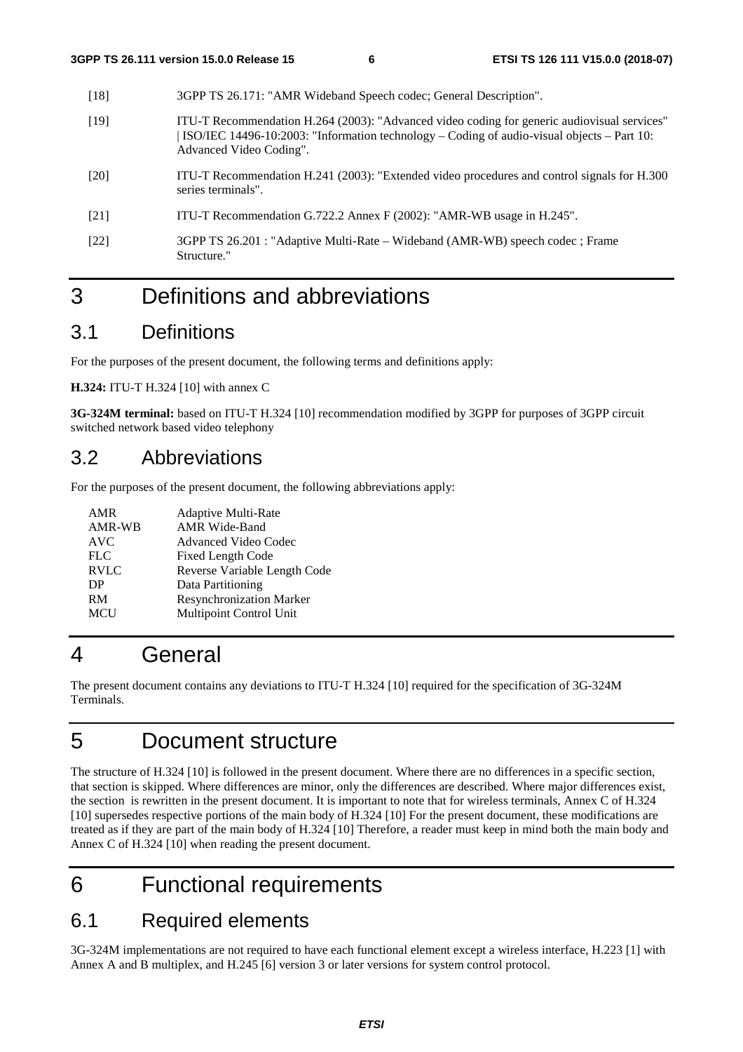[18] 3GPP TS 26.171: "AMR Wideband Speech codec; General Description".

[19] ITU-T Recommendation H.264 (2003): "Advanced video coding for generic audiovisual services" | ISO/IEC 14496-10:2003: "Information technology – Coding of audio-visual objects – Part 10: Advanced Video Coding".

[20] ITU-T Recommendation H.241 (2003): "Extended video procedures and control signals for H.300 series terminals".

[21] ITU-T Recommendation G.722.2 Annex F (2002): "AMR-WB usage in H.245".

[22] 3GPP TS 26.201 : "Adaptive Multi-Rate – Wideband (AMR-WB) speech codec ; Frame Structure."

# 3 Definitions and abbreviations

## 3.1 Definitions

For the purposes of the present document, the following terms and definitions apply:

**H.324:** ITU-T H.324 [10] with annex C

**3G-324M terminal:** based on ITU-T H.324 [10] recommendation modified by 3GPP for purposes of 3GPP circuit switched network based video telephony

## 3.2 Abbreviations

For the purposes of the present document, the following abbreviations apply:

| | |
|---|---|
| AMR | Adaptive Multi-Rate |
| AMR-WB | AMR Wide-Band |
| AVC | Advanced Video Codec |
| FLC | Fixed Length Code |
| RVLC | Reverse Variable Length Code |
| DP | Data Partitioning |
| RM | Resynchronization Marker |
| MCU | Multipoint Control Unit |

# 4 General

The present document contains any deviations to ITU-T H.324 [10] required for the specification of 3G-324M Terminals.

# 5 Document structure

The structure of H.324 [10] is followed in the present document. Where there are no differences in a specific section, that section is skipped. Where differences are minor, only the differences are described. Where major differences exist, the section is rewritten in the present document. It is important to note that for wireless terminals, Annex C of H.324 [10] supersedes respective portions of the main body of H.324 [10] For the present document, these modifications are treated as if they are part of the main body of H.324 [10] Therefore, a reader must keep in mind both the main body and Annex C of H.324 [10] when reading the present document.

# 6 Functional requirements

## 6.1 Required elements

3G-324M implementations are not required to have each functional element except a wireless interface, H.223 [1] with Annex A and B multiplex, and H.245 [6] version 3 or later versions for system control protocol.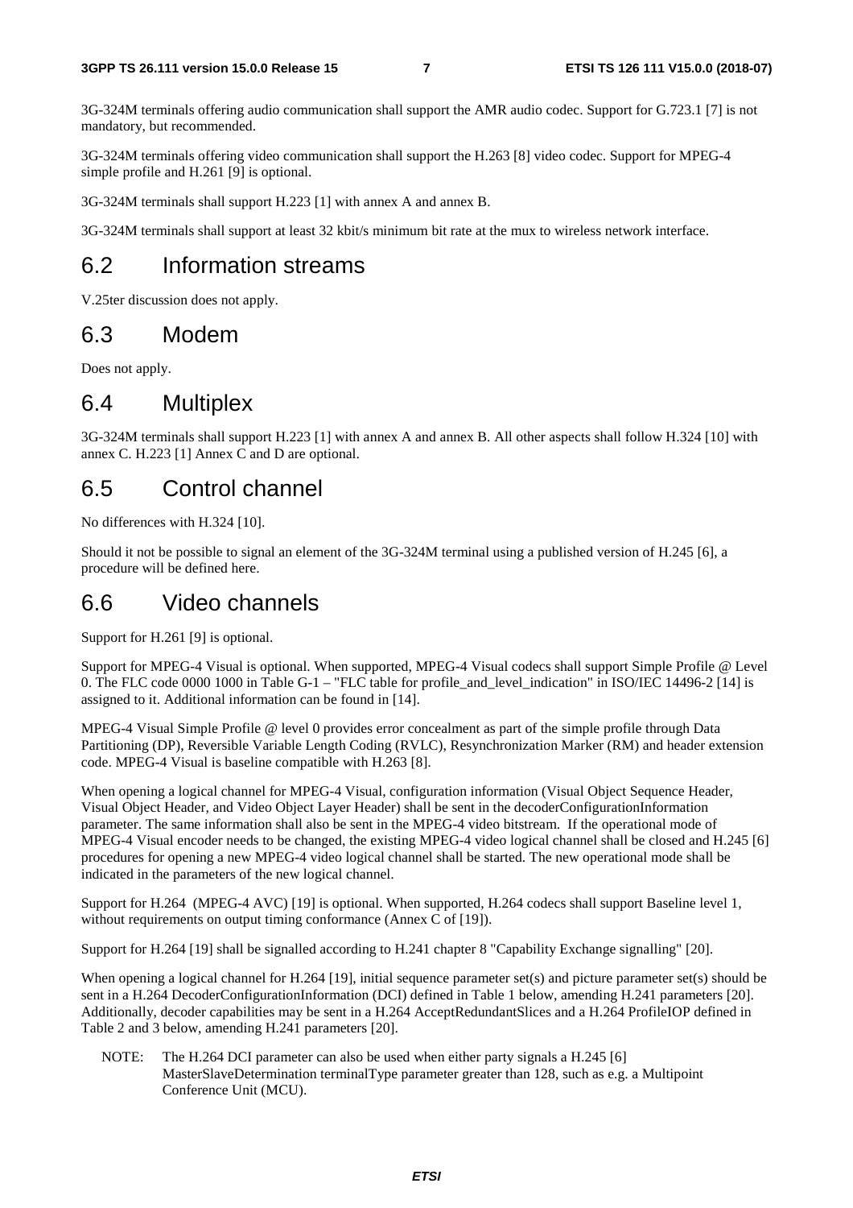3G-324M terminals offering audio communication shall support the AMR audio codec. Support for G.723.1 [7] is not mandatory, but recommended.

3G-324M terminals offering video communication shall support the H.263 [8] video codec. Support for MPEG-4 simple profile and H.261 [9] is optional.

3G-324M terminals shall support H.223 [1] with annex A and annex B.

3G-324M terminals shall support at least 32 kbit/s minimum bit rate at the mux to wireless network interface.

## 6.2 Information streams

V.25ter discussion does not apply.

## 6.3 Modem

Does not apply.

## 6.4 Multiplex

3G-324M terminals shall support H.223 [1] with annex A and annex B. All other aspects shall follow H.324 [10] with annex C. H.223 [1] Annex C and D are optional.

## 6.5 Control channel

No differences with H.324 [10].

Should it not be possible to signal an element of the 3G-324M terminal using a published version of H.245 [6], a procedure will be defined here.

## 6.6 Video channels

Support for H.261 [9] is optional.

Support for MPEG-4 Visual is optional. When supported, MPEG-4 Visual codecs shall support Simple Profile @ Level 0. The FLC code 0000 1000 in Table G-1 – "FLC table for profile_and_level_indication" in ISO/IEC 14496-2 [14] is assigned to it. Additional information can be found in [14].

MPEG-4 Visual Simple Profile @ level 0 provides error concealment as part of the simple profile through Data Partitioning (DP), Reversible Variable Length Coding (RVLC), Resynchronization Marker (RM) and header extension code. MPEG-4 Visual is baseline compatible with H.263 [8].

When opening a logical channel for MPEG-4 Visual, configuration information (Visual Object Sequence Header, Visual Object Header, and Video Object Layer Header) shall be sent in the decoderConfigurationInformation parameter. The same information shall also be sent in the MPEG-4 video bitstream. If the operational mode of MPEG-4 Visual encoder needs to be changed, the existing MPEG-4 video logical channel shall be closed and H.245 [6] procedures for opening a new MPEG-4 video logical channel shall be started. The new operational mode shall be indicated in the parameters of the new logical channel.

Support for H.264 (MPEG-4 AVC) [19] is optional. When supported, H.264 codecs shall support Baseline level 1, without requirements on output timing conformance (Annex C of [19]).

Support for H.264 [19] shall be signalled according to H.241 chapter 8 "Capability Exchange signalling" [20].

When opening a logical channel for H.264 [19], initial sequence parameter set(s) and picture parameter set(s) should be sent in a H.264 DecoderConfigurationInformation (DCI) defined in Table 1 below, amending H.241 parameters [20]. Additionally, decoder capabilities may be sent in a H.264 AcceptRedundantSlices and a H.264 ProfileIOP defined in Table 2 and 3 below, amending H.241 parameters [20].

NOTE: The H.264 DCI parameter can also be used when either party signals a H.245 [6] MasterSlaveDetermination terminalType parameter greater than 128, such as e.g. a Multipoint Conference Unit (MCU).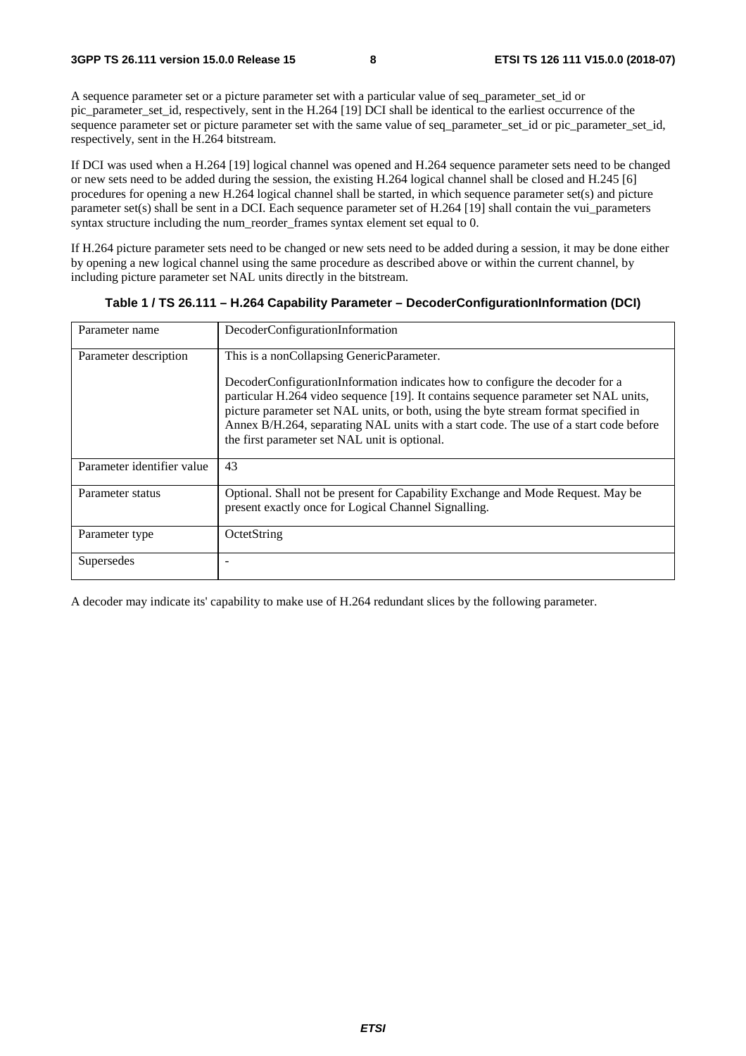A sequence parameter set or a picture parameter set with a particular value of seq_parameter_set_id or pic_parameter_set_id, respectively, sent in the H.264 [19] DCI shall be identical to the earliest occurrence of the sequence parameter set or picture parameter set with the same value of seq_parameter_set_id or pic_parameter_set_id, respectively, sent in the H.264 bitstream.

If DCI was used when a H.264 [19] logical channel was opened and H.264 sequence parameter sets need to be changed or new sets need to be added during the session, the existing H.264 logical channel shall be closed and H.245 [6] procedures for opening a new H.264 logical channel shall be started, in which sequence parameter set(s) and picture parameter set(s) shall be sent in a DCI. Each sequence parameter set of H.264 [19] shall contain the vui_parameters syntax structure including the num_reorder_frames syntax element set equal to 0.

If H.264 picture parameter sets need to be changed or new sets need to be added during a session, it may be done either by opening a new logical channel using the same procedure as described above or within the current channel, by including picture parameter set NAL units directly in the bitstream.

**Table 1 / TS 26.111 – H.264 Capability Parameter – DecoderConfigurationInformation (DCI)**

| Parameter name | DecoderConfigurationInformation |
|---|---|
| Parameter description | This is a nonCollapsing GenericParameter.<br><br>DecoderConfigurationInformation indicates how to configure the decoder for a particular H.264 video sequence [19]. It contains sequence parameter set NAL units, picture parameter set NAL units, or both, using the byte stream format specified in Annex B/H.264, separating NAL units with a start code. The use of a start code before the first parameter set NAL unit is optional. |
| Parameter identifier value | 43 |
| Parameter status | Optional. Shall not be present for Capability Exchange and Mode Request. May be present exactly once for Logical Channel Signalling. |
| Parameter type | OctetString |
| Supersedes | - |

A decoder may indicate its' capability to make use of H.264 redundant slices by the following parameter.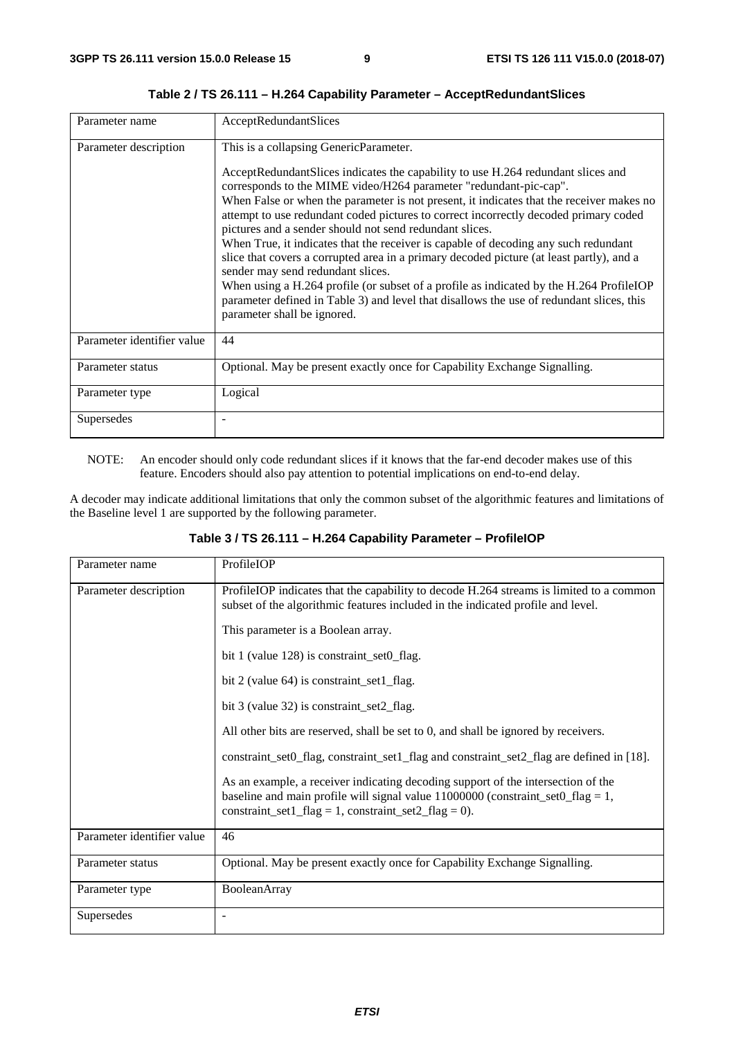**Table 2 / TS 26.111 – H.264 Capability Parameter – AcceptRedundantSlices**

| Parameter name | AcceptRedundantSlices |
| --- | --- |
| Parameter description | This is a collapsing GenericParameter.<br><br>AcceptRedundantSlices indicates the capability to use H.264 redundant slices and corresponds to the MIME video/H264 parameter "redundant-pic-cap".<br>When False or when the parameter is not present, it indicates that the receiver makes no attempt to use redundant coded pictures to correct incorrectly decoded primary coded pictures and a sender should not send redundant slices.<br>When True, it indicates that the receiver is capable of decoding any such redundant slice that covers a corrupted area in a primary decoded picture (at least partly), and a sender may send redundant slices.<br>When using a H.264 profile (or subset of a profile as indicated by the H.264 ProfileIOP parameter defined in Table 3) and level that disallows the use of redundant slices, this parameter shall be ignored. |
| Parameter identifier value | 44 |
| Parameter status | Optional. May be present exactly once for Capability Exchange Signalling. |
| Parameter type | Logical |
| Supersedes | - |

NOTE: An encoder should only code redundant slices if it knows that the far-end decoder makes use of this feature. Encoders should also pay attention to potential implications on end-to-end delay.

A decoder may indicate additional limitations that only the common subset of the algorithmic features and limitations of the Baseline level 1 are supported by the following parameter.

**Table 3 / TS 26.111 – H.264 Capability Parameter – ProfileIOP**

| Parameter name | ProfileIOP |
| --- | --- |
| Parameter description | ProfileIOP indicates that the capability to decode H.264 streams is limited to a common subset of the algorithmic features included in the indicated profile and level.<br><br>This parameter is a Boolean array.<br><br>bit 1 (value 128) is constraint_set0_flag.<br><br>bit 2 (value 64) is constraint_set1_flag.<br><br>bit 3 (value 32) is constraint_set2_flag.<br><br>All other bits are reserved, shall be set to 0, and shall be ignored by receivers.<br><br>constraint_set0_flag, constraint_set1_flag and constraint_set2_flag are defined in [18].<br><br>As an example, a receiver indicating decoding support of the intersection of the baseline and main profile will signal value 11000000 (constraint_set0_flag = 1, constraint_set1_flag = 1, constraint_set2_flag = 0). |
| Parameter identifier value | 46 |
| Parameter status | Optional. May be present exactly once for Capability Exchange Signalling. |
| Parameter type | BooleanArray |
| Supersedes | - |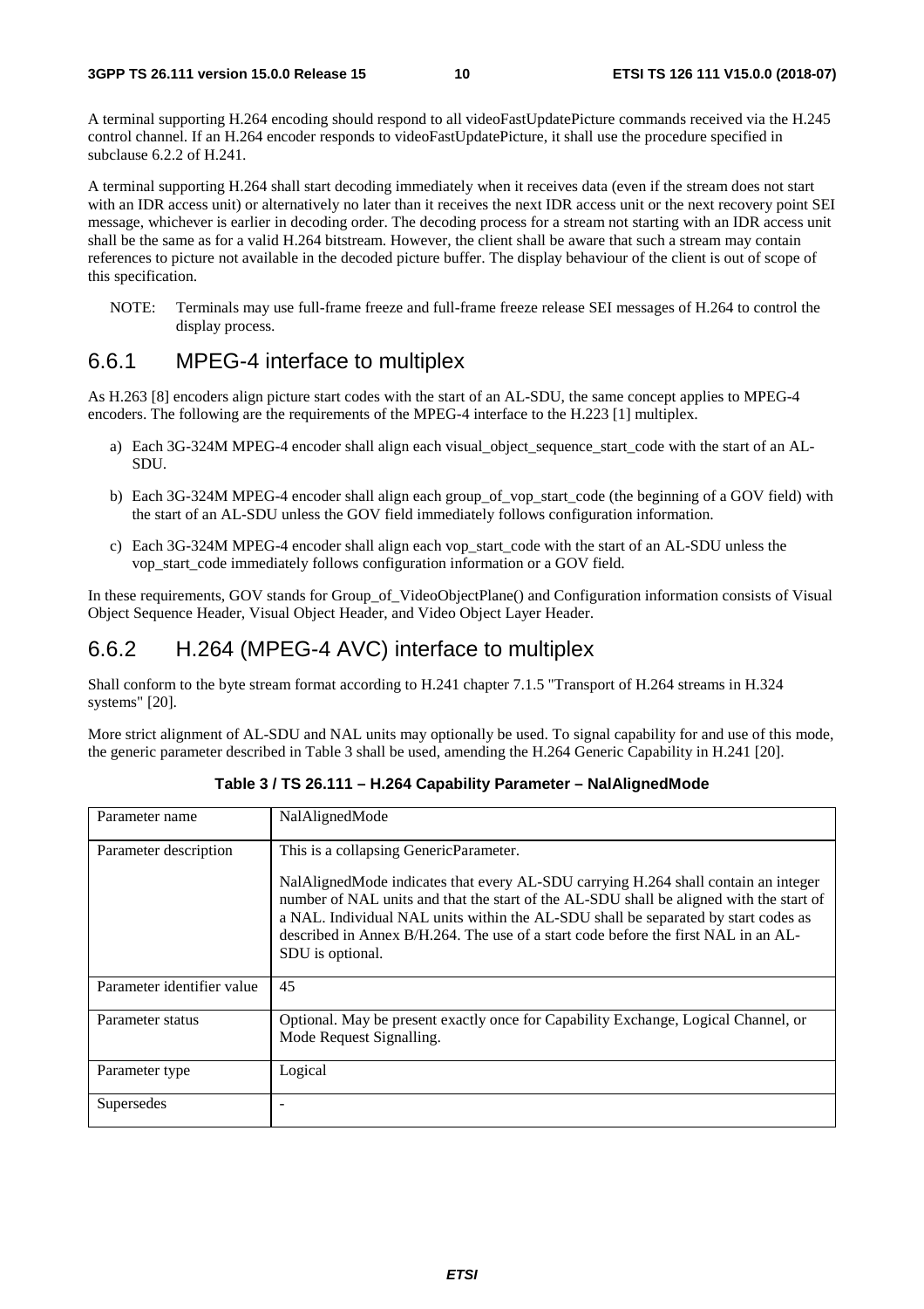A terminal supporting H.264 encoding should respond to all videoFastUpdatePicture commands received via the H.245 control channel. If an H.264 encoder responds to videoFastUpdatePicture, it shall use the procedure specified in subclause 6.2.2 of H.241.

A terminal supporting H.264 shall start decoding immediately when it receives data (even if the stream does not start with an IDR access unit) or alternatively no later than it receives the next IDR access unit or the next recovery point SEI message, whichever is earlier in decoding order. The decoding process for a stream not starting with an IDR access unit shall be the same as for a valid H.264 bitstream. However, the client shall be aware that such a stream may contain references to picture not available in the decoded picture buffer. The display behaviour of the client is out of scope of this specification.

NOTE: Terminals may use full-frame freeze and full-frame freeze release SEI messages of H.264 to control the display process.

## 6.6.1 MPEG-4 interface to multiplex

As H.263 [8] encoders align picture start codes with the start of an AL-SDU, the same concept applies to MPEG-4 encoders. The following are the requirements of the MPEG-4 interface to the H.223 [1] multiplex.

a) Each 3G-324M MPEG-4 encoder shall align each visual_object_sequence_start_code with the start of an AL-SDU.

b) Each 3G-324M MPEG-4 encoder shall align each group_of_vop_start_code (the beginning of a GOV field) with the start of an AL-SDU unless the GOV field immediately follows configuration information.

c) Each 3G-324M MPEG-4 encoder shall align each vop_start_code with the start of an AL-SDU unless the vop_start_code immediately follows configuration information or a GOV field.

In these requirements, GOV stands for Group_of_VideoObjectPlane() and Configuration information consists of Visual Object Sequence Header, Visual Object Header, and Video Object Layer Header.

## 6.6.2 H.264 (MPEG-4 AVC) interface to multiplex

Shall conform to the byte stream format according to H.241 chapter 7.1.5 "Transport of H.264 streams in H.324 systems" [20].

More strict alignment of AL-SDU and NAL units may optionally be used. To signal capability for and use of this mode, the generic parameter described in Table 3 shall be used, amending the H.264 Generic Capability in H.241 [20].

**Table 3 / TS 26.111 – H.264 Capability Parameter – NalAlignedMode**

| Parameter name | NalAlignedMode |
|---|---|
| Parameter description | This is a collapsing GenericParameter.<br><br>NalAlignedMode indicates that every AL-SDU carrying H.264 shall contain an integer number of NAL units and that the start of the AL-SDU shall be aligned with the start of a NAL. Individual NAL units within the AL-SDU shall be separated by start codes as described in Annex B/H.264. The use of a start code before the first NAL in an AL-SDU is optional. |
| Parameter identifier value | 45 |
| Parameter status | Optional. May be present exactly once for Capability Exchange, Logical Channel, or Mode Request Signalling. |
| Parameter type | Logical |
| Supersedes | - |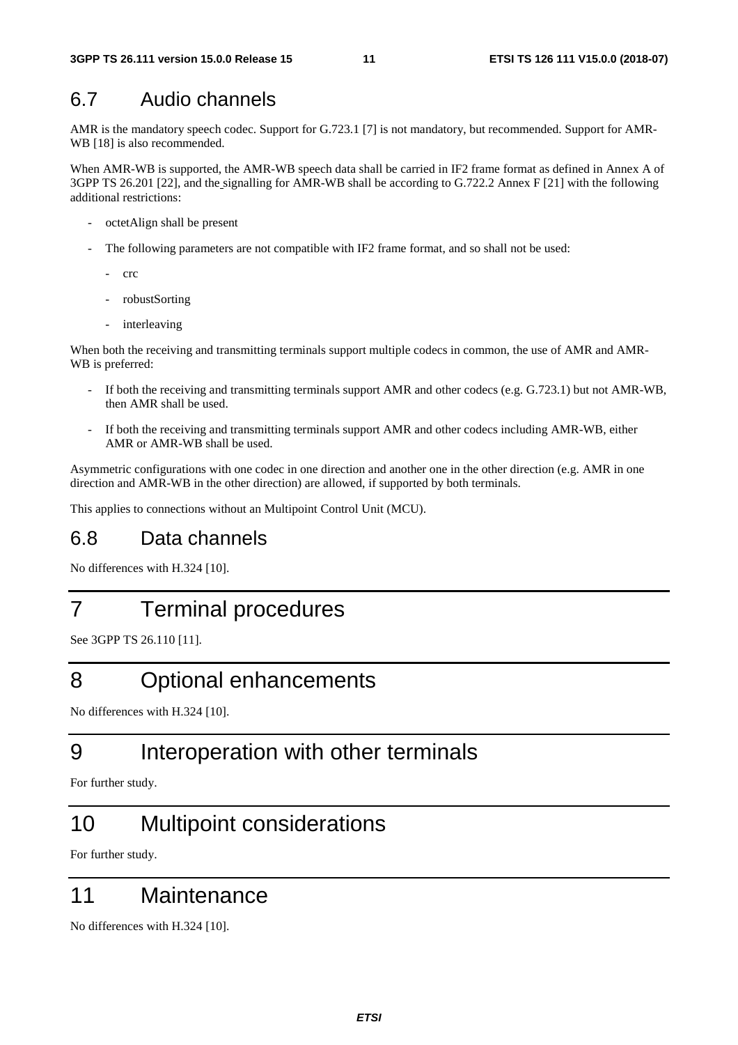## 6.7 Audio channels

AMR is the mandatory speech codec. Support for G.723.1 [7] is not mandatory, but recommended. Support for AMR-WB [18] is also recommended.

When AMR-WB is supported, the AMR-WB speech data shall be carried in IF2 frame format as defined in Annex A of 3GPP TS 26.201 [22], and the signalling for AMR-WB shall be according to G.722.2 Annex F [21] with the following additional restrictions:

- octetAlign shall be present
- The following parameters are not compatible with IF2 frame format, and so shall not be used:
  - crc
  - robustSorting
  - interleaving

When both the receiving and transmitting terminals support multiple codecs in common, the use of AMR and AMR-WB is preferred:

- If both the receiving and transmitting terminals support AMR and other codecs (e.g. G.723.1) but not AMR-WB, then AMR shall be used.
- If both the receiving and transmitting terminals support AMR and other codecs including AMR-WB, either AMR or AMR-WB shall be used.

Asymmetric configurations with one codec in one direction and another one in the other direction (e.g. AMR in one direction and AMR-WB in the other direction) are allowed, if supported by both terminals.

This applies to connections without an Multipoint Control Unit (MCU).

## 6.8 Data channels

No differences with H.324 [10].

# 7 Terminal procedures

See 3GPP TS 26.110 [11].

# 8 Optional enhancements

No differences with H.324 [10].

# 9 Interoperation with other terminals

For further study.

# 10 Multipoint considerations

For further study.

# 11 Maintenance

No differences with H.324 [10].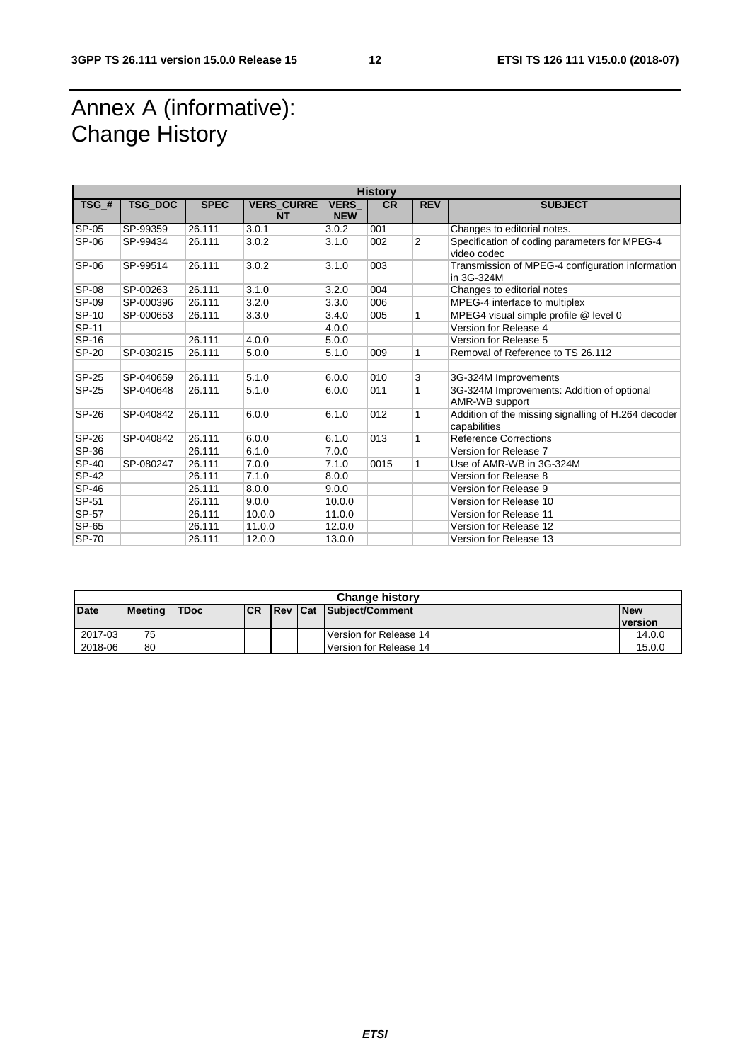# Annex A (informative): Change History

| History | | | | | | | |
|---|---|---|---|---|---|---|---|
| TSG_# | TSG_DOC | SPEC | VERS_CURRENT | VERS_NEW | CR | REV | SUBJECT |
| SP-05 | SP-99359 | 26.111 | 3.0.1 | 3.0.2 | 001 | | Changes to editorial notes. |
| SP-06 | SP-99434 | 26.111 | 3.0.2 | 3.1.0 | 002 | 2 | Specification of coding parameters for MPEG-4 video codec |
| SP-06 | SP-99514 | 26.111 | 3.0.2 | 3.1.0 | 003 | | Transmission of MPEG-4 configuration information in 3G-324M |
| SP-08 | SP-00263 | 26.111 | 3.1.0 | 3.2.0 | 004 | | Changes to editorial notes |
| SP-09 | SP-000396 | 26.111 | 3.2.0 | 3.3.0 | 006 | | MPEG-4 interface to multiplex |
| SP-10 | SP-000653 | 26.111 | 3.3.0 | 3.4.0 | 005 | 1 | MPEG4 visual simple profile @ level 0 |
| SP-11 | | | | 4.0.0 | | | Version for Release 4 |
| SP-16 | | 26.111 | 4.0.0 | 5.0.0 | | | Version for Release 5 |
| SP-20 | SP-030215 | 26.111 | 5.0.0 | 5.1.0 | 009 | 1 | Removal of Reference to TS 26.112 |
| | | | | | | | |
| SP-25 | SP-040659 | 26.111 | 5.1.0 | 6.0.0 | 010 | 3 | 3G-324M Improvements |
| SP-25 | SP-040648 | 26.111 | 5.1.0 | 6.0.0 | 011 | 1 | 3G-324M Improvements: Addition of optional AMR-WB support |
| SP-26 | SP-040842 | 26.111 | 6.0.0 | 6.1.0 | 012 | 1 | Addition of the missing signalling of H.264 decoder capabilities |
| SP-26 | SP-040842 | 26.111 | 6.0.0 | 6.1.0 | 013 | 1 | Reference Corrections |
| SP-36 | | 26.111 | 6.1.0 | 7.0.0 | | | Version for Release 7 |
| SP-40 | SP-080247 | 26.111 | 7.0.0 | 7.1.0 | 0015 | 1 | Use of AMR-WB in 3G-324M |
| SP-42 | | 26.111 | 7.1.0 | 8.0.0 | | | Version for Release 8 |
| SP-46 | | 26.111 | 8.0.0 | 9.0.0 | | | Version for Release 9 |
| SP-51 | | 26.111 | 9.0.0 | 10.0.0 | | | Version for Release 10 |
| SP-57 | | 26.111 | 10.0.0 | 11.0.0 | | | Version for Release 11 |
| SP-65 | | 26.111 | 11.0.0 | 12.0.0 | | | Version for Release 12 |
| SP-70 | | 26.111 | 12.0.0 | 13.0.0 | | | Version for Release 13 |

| Change history | | | | | | | |
|---|---|---|---|---|---|---|---|
| Date | Meeting | TDoc | CR | Rev | Cat | Subject/Comment | New version |
| 2017-03 | 75 | | | | | Version for Release 14 | 14.0.0 |
| 2018-06 | 80 | | | | | Version for Release 14 | 15.0.0 |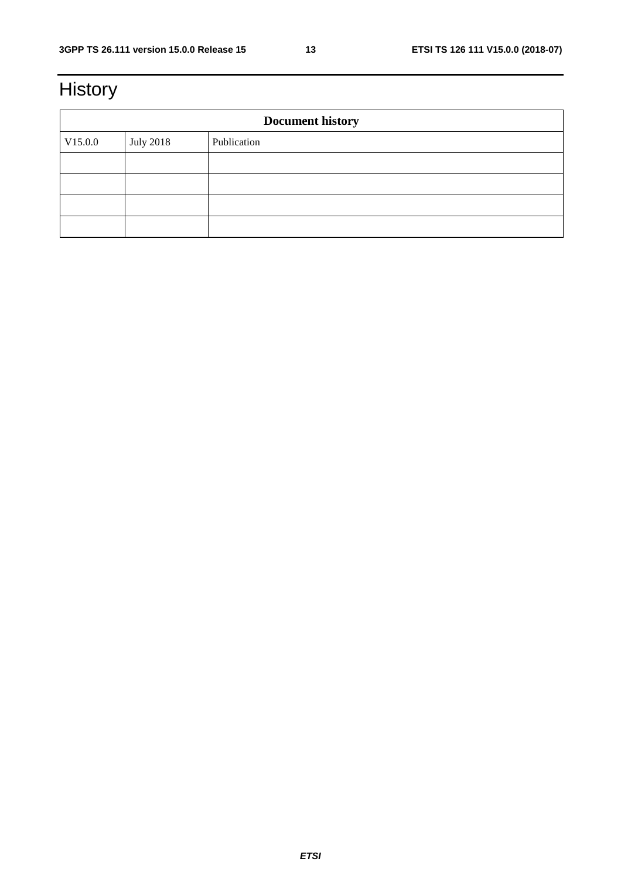# History

| Document history | | |
|---|---|---|
| V15.0.0 | July 2018 | Publication |
| | | |
| | | |
| | | |
| | | |